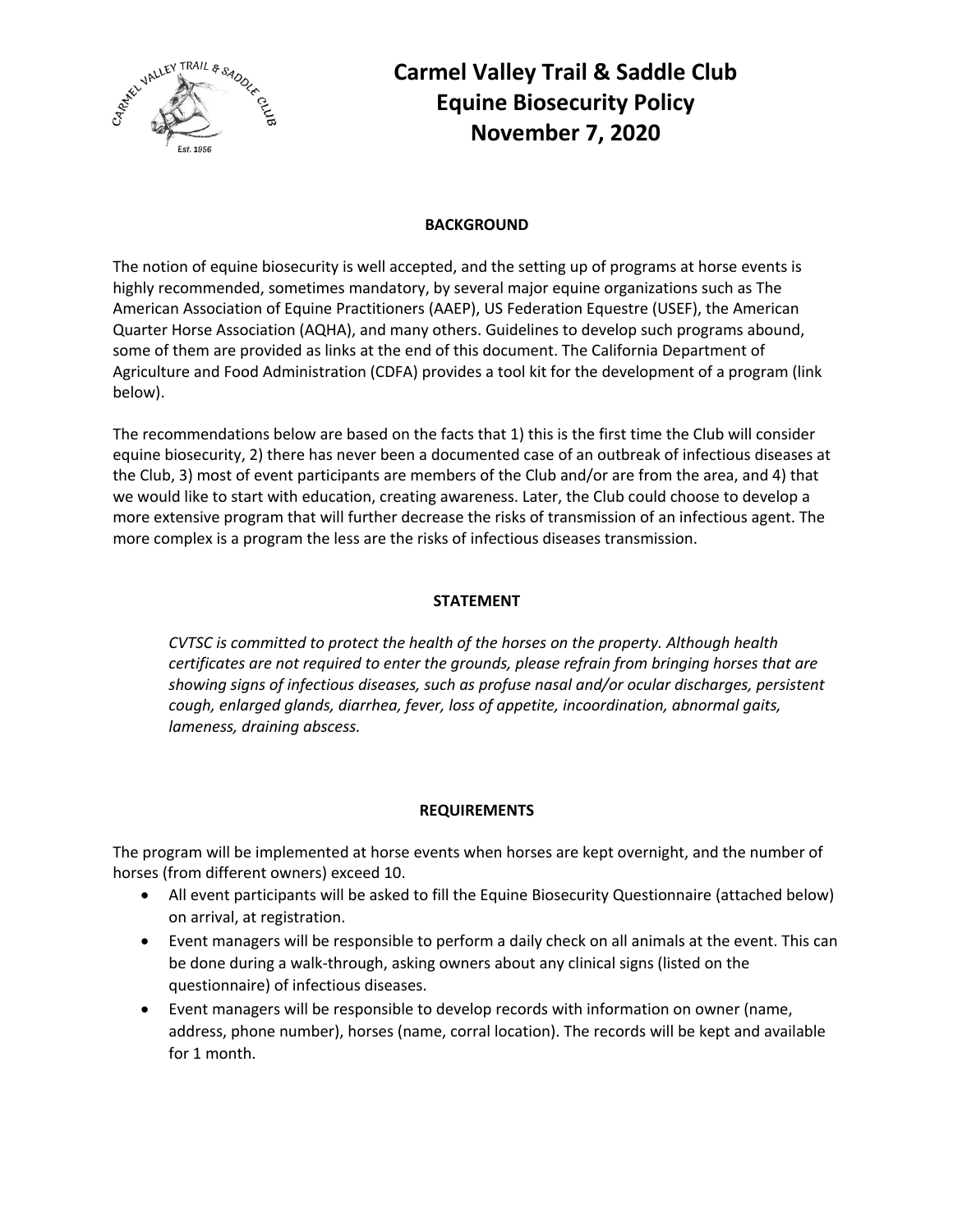# Carmel Valley Trail & Saddle Club
# Equine Biosecurity Policy
# November 7, 2020

## BACKGROUND

The notion of equine biosecurity is well accepted, and the setting up of programs at horse events is highly recommended, sometimes mandatory, by several major equine organizations such as The American Association of Equine Practitioners (AAEP), US Federation Equestre (USEF), the American Quarter Horse Association (AQHA), and many others. Guidelines to develop such programs abound, some of them are provided as links at the end of this document. The California Department of Agriculture and Food Administration (CDFA) provides a tool kit for the development of a program (link below).

The recommendations below are based on the facts that 1) this is the first time the Club will consider equine biosecurity, 2) there has never been a documented case of an outbreak of infectious diseases at the Club, 3) most of event participants are members of the Club and/or are from the area, and 4) that we would like to start with education, creating awareness. Later, the Club could choose to develop a more extensive program that will further decrease the risks of transmission of an infectious agent. The more complex is a program the less are the risks of infectious diseases transmission.

## STATEMENT

*CVTSC is committed to protect the health of the horses on the property. Although health certificates are not required to enter the grounds, please refrain from bringing horses that are showing signs of infectious diseases, such as profuse nasal and/or ocular discharges, persistent cough, enlarged glands, diarrhea, fever, loss of appetite, incoordination, abnormal gaits, lameness, draining abscess.*

## REQUIREMENTS

The program will be implemented at horse events when horses are kept overnight, and the number of horses (from different owners) exceed 10.

- All event participants will be asked to fill the Equine Biosecurity Questionnaire (attached below) on arrival, at registration.
- Event managers will be responsible to perform a daily check on all animals at the event. This can be done during a walk-through, asking owners about any clinical signs (listed on the questionnaire) of infectious diseases.
- Event managers will be responsible to develop records with information on owner (name, address, phone number), horses (name, corral location). The records will be kept and available for 1 month.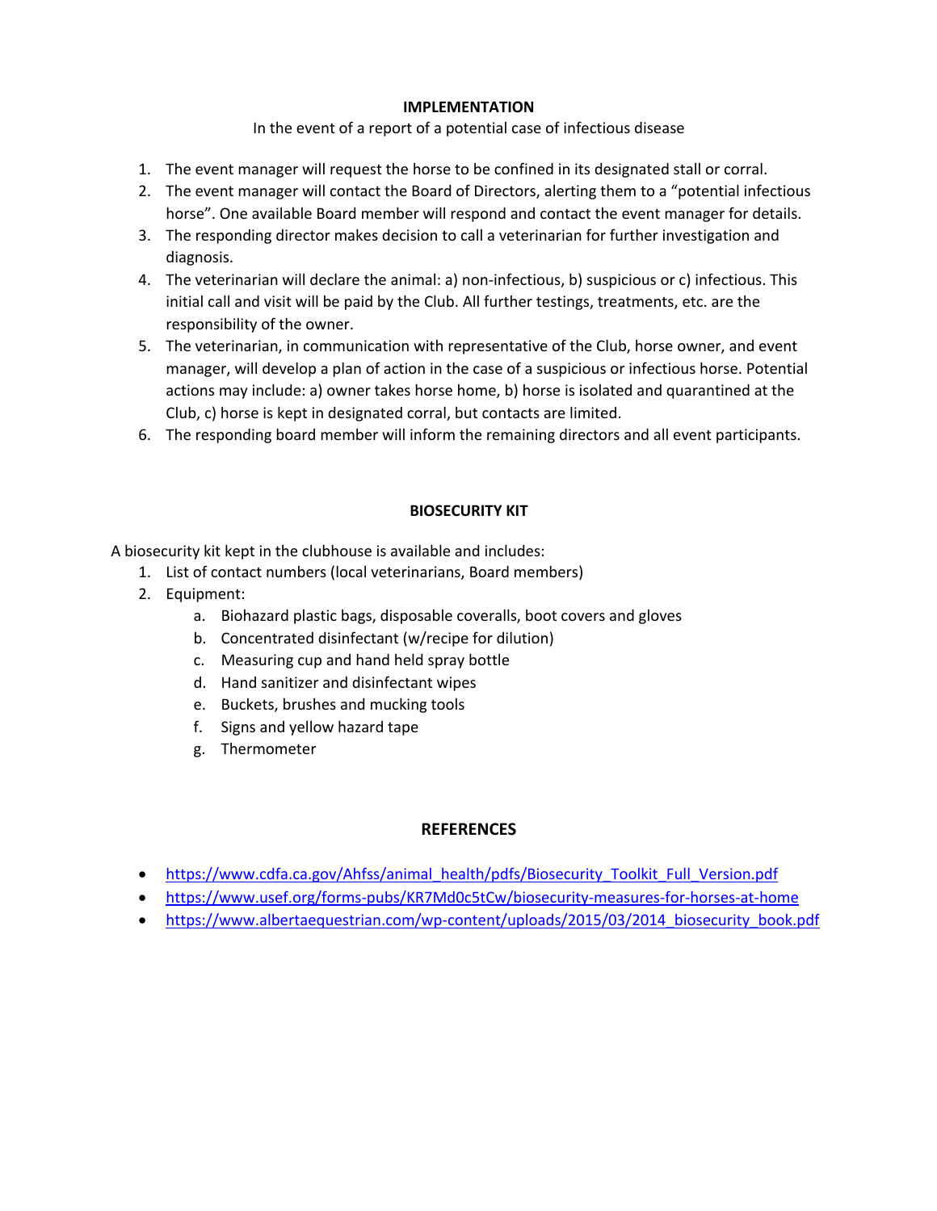## IMPLEMENTATION

In the event of a report of a potential case of infectious disease

1. The event manager will request the horse to be confined in its designated stall or corral.
2. The event manager will contact the Board of Directors, alerting them to a "potential infectious horse". One available Board member will respond and contact the event manager for details.
3. The responding director makes decision to call a veterinarian for further investigation and diagnosis.
4. The veterinarian will declare the animal: a) non-infectious, b) suspicious or c) infectious. This initial call and visit will be paid by the Club. All further testings, treatments, etc. are the responsibility of the owner.
5. The veterinarian, in communication with representative of the Club, horse owner, and event manager, will develop a plan of action in the case of a suspicious or infectious horse. Potential actions may include: a) owner takes horse home, b) horse is isolated and quarantined at the Club, c) horse is kept in designated corral, but contacts are limited.
6. The responding board member will inform the remaining directors and all event participants.

## BIOSECURITY KIT

A biosecurity kit kept in the clubhouse is available and includes:

1. List of contact numbers (local veterinarians, Board members)
2. Equipment:
   a. Biohazard plastic bags, disposable coveralls, boot covers and gloves
   b. Concentrated disinfectant (w/recipe for dilution)
   c. Measuring cup and hand held spray bottle
   d. Hand sanitizer and disinfectant wipes
   e. Buckets, brushes and mucking tools
   f. Signs and yellow hazard tape
   g. Thermometer

## REFERENCES

- https://www.cdfa.ca.gov/Ahfss/animal_health/pdfs/Biosecurity_Toolkit_Full_Version.pdf
- https://www.usef.org/forms-pubs/KR7Md0c5tCw/biosecurity-measures-for-horses-at-home
- https://www.albertaequestrian.com/wp-content/uploads/2015/03/2014_biosecurity_book.pdf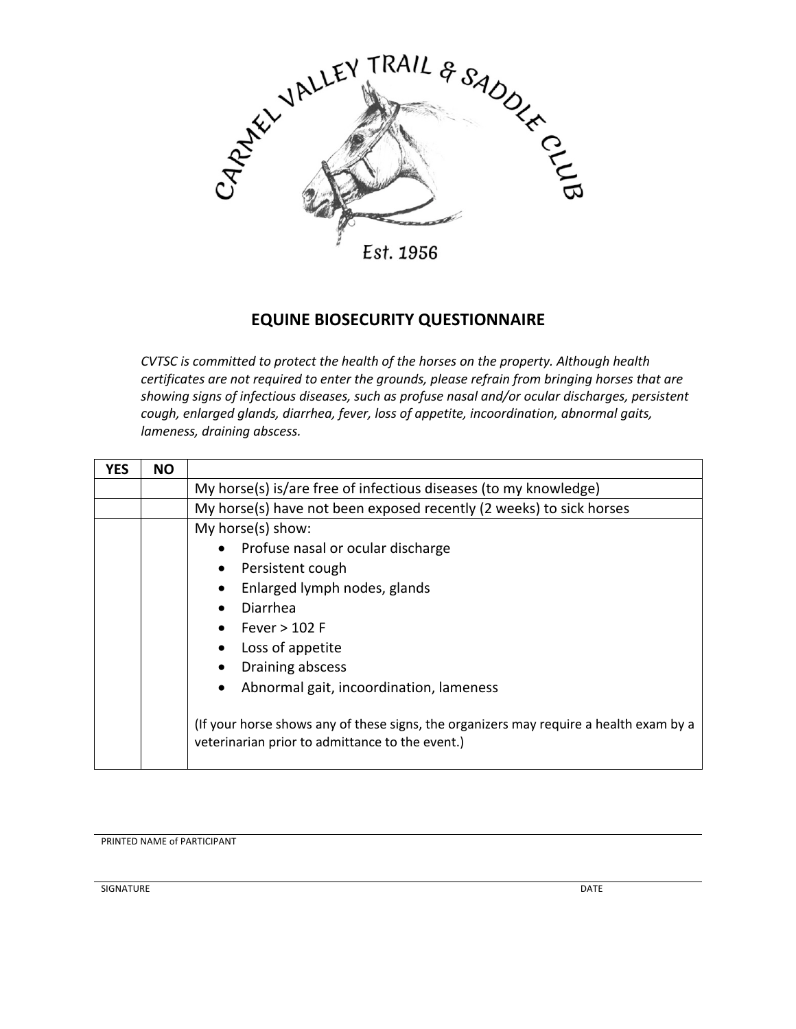CARMEL VALLEY TRAIL & SADDLE CLUB

Est. 1956

## EQUINE BIOSECURITY QUESTIONNAIRE

*CVTSC is committed to protect the health of the horses on the property. Although health certificates are not required to enter the grounds, please refrain from bringing horses that are showing signs of infectious diseases, such as profuse nasal and/or ocular discharges, persistent cough, enlarged glands, diarrhea, fever, loss of appetite, incoordination, abnormal gaits, lameness, draining abscess.*

| YES | NO | |
|---|---|---|
| | | My horse(s) is/are free of infectious diseases (to my knowledge) |
| | | My horse(s) have not been exposed recently (2 weeks) to sick horses |
| | | My horse(s) show:<br>• Profuse nasal or ocular discharge<br>• Persistent cough<br>• Enlarged lymph nodes, glands<br>• Diarrhea<br>• Fever > 102 F<br>• Loss of appetite<br>• Draining abscess<br>• Abnormal gait, incoordination, lameness<br><br>(If your horse shows any of these signs, the organizers may require a health exam by a veterinarian prior to admittance to the event.) |

PRINTED NAME of PARTICIPANT

SIGNATURE

DATE